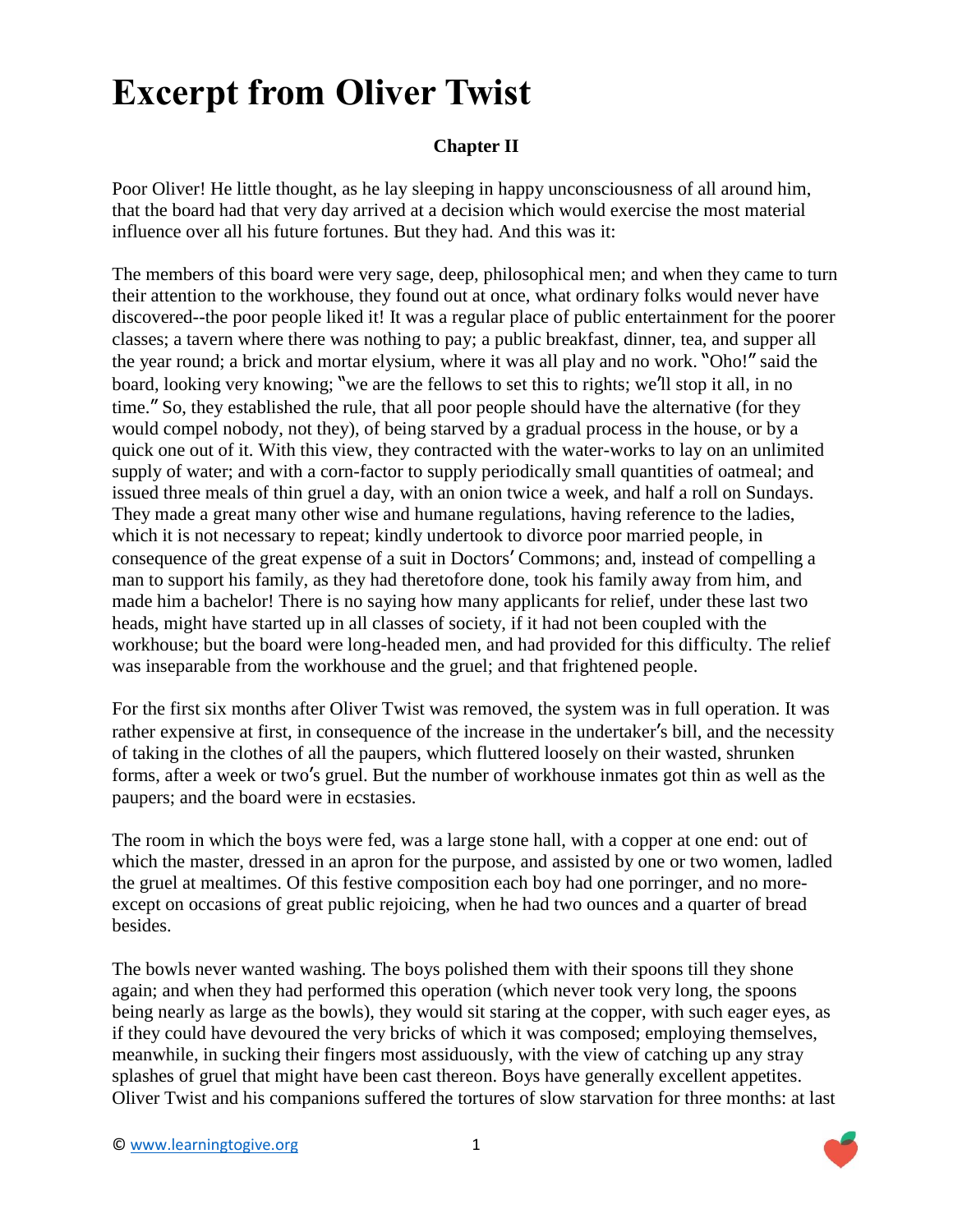# Excerpt from Oliver Twist

**Chapter II**

Poor Oliver! He little thought, as he lay sleeping in happy unconsciousness of all around him, that the board had that very day arrived at a decision which would exercise the most material influence over all his future fortunes. But they had. And this was it:

The members of this board were very sage, deep, philosophical men; and when they came to turn their attention to the workhouse, they found out at once, what ordinary folks would never have discovered--the poor people liked it! It was a regular place of public entertainment for the poorer classes; a tavern where there was nothing to pay; a public breakfast, dinner, tea, and supper all the year round; a brick and mortar elysium, where it was all play and no work. "Oho!" said the board, looking very knowing; "we are the fellows to set this to rights; we'll stop it all, in no time." So, they established the rule, that all poor people should have the alternative (for they would compel nobody, not they), of being starved by a gradual process in the house, or by a quick one out of it. With this view, they contracted with the water-works to lay on an unlimited supply of water; and with a corn-factor to supply periodically small quantities of oatmeal; and issued three meals of thin gruel a day, with an onion twice a week, and half a roll on Sundays. They made a great many other wise and humane regulations, having reference to the ladies, which it is not necessary to repeat; kindly undertook to divorce poor married people, in consequence of the great expense of a suit in Doctors' Commons; and, instead of compelling a man to support his family, as they had theretofore done, took his family away from him, and made him a bachelor! There is no saying how many applicants for relief, under these last two heads, might have started up in all classes of society, if it had not been coupled with the workhouse; but the board were long-headed men, and had provided for this difficulty. The relief was inseparable from the workhouse and the gruel; and that frightened people.

For the first six months after Oliver Twist was removed, the system was in full operation. It was rather expensive at first, in consequence of the increase in the undertaker's bill, and the necessity of taking in the clothes of all the paupers, which fluttered loosely on their wasted, shrunken forms, after a week or two's gruel. But the number of workhouse inmates got thin as well as the paupers; and the board were in ecstasies.

The room in which the boys were fed, was a large stone hall, with a copper at one end: out of which the master, dressed in an apron for the purpose, and assisted by one or two women, ladled the gruel at mealtimes. Of this festive composition each boy had one porringer, and no more-except on occasions of great public rejoicing, when he had two ounces and a quarter of bread besides.

The bowls never wanted washing. The boys polished them with their spoons till they shone again; and when they had performed this operation (which never took very long, the spoons being nearly as large as the bowls), they would sit staring at the copper, with such eager eyes, as if they could have devoured the very bricks of which it was composed; employing themselves, meanwhile, in sucking their fingers most assiduously, with the view of catching up any stray splashes of gruel that might have been cast thereon. Boys have generally excellent appetites. Oliver Twist and his companions suffered the tortures of slow starvation for three months: at last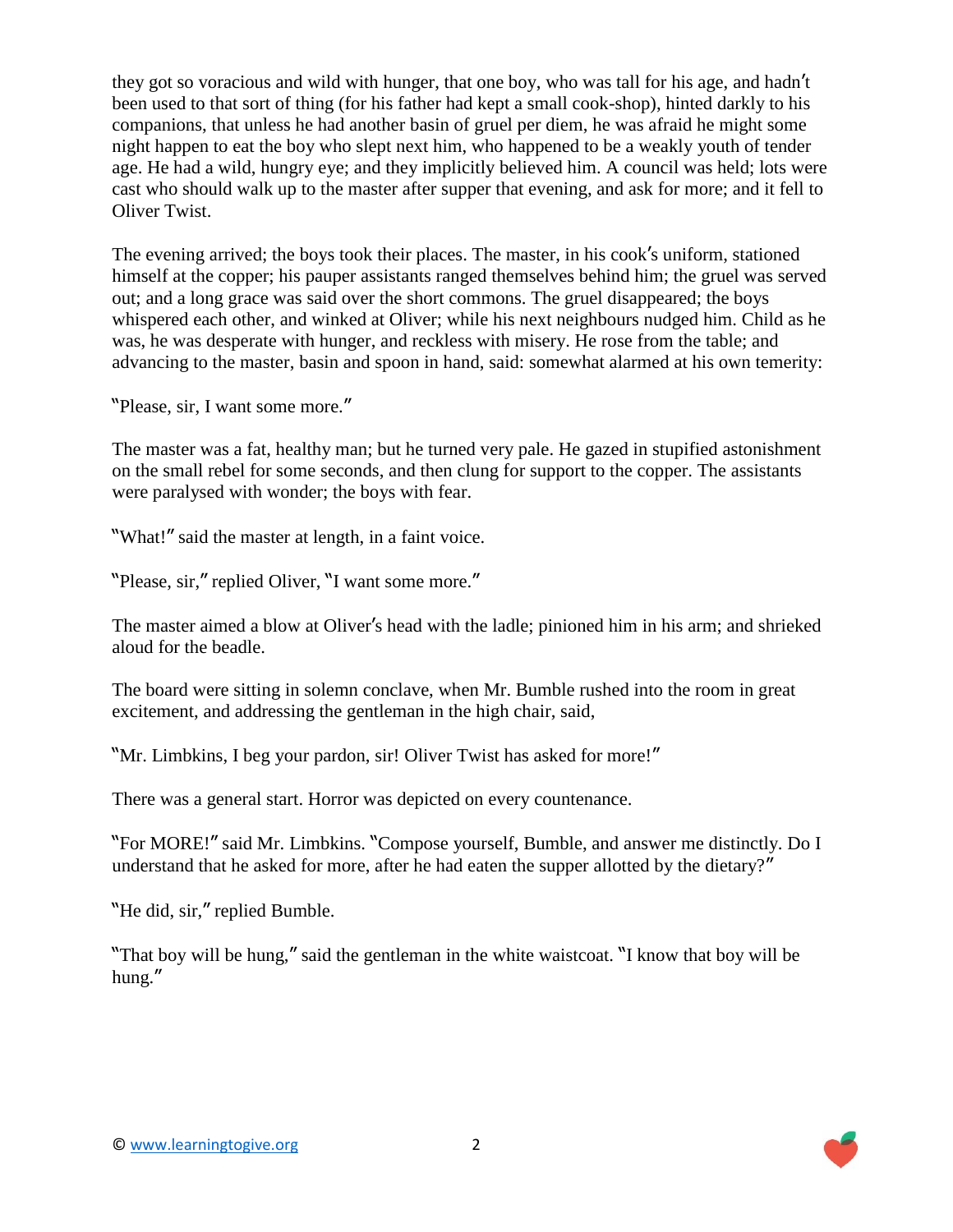they got so voracious and wild with hunger, that one boy, who was tall for his age, and hadn't been used to that sort of thing (for his father had kept a small cook-shop), hinted darkly to his companions, that unless he had another basin of gruel per diem, he was afraid he might some night happen to eat the boy who slept next him, who happened to be a weakly youth of tender age. He had a wild, hungry eye; and they implicitly believed him. A council was held; lots were cast who should walk up to the master after supper that evening, and ask for more; and it fell to Oliver Twist.

The evening arrived; the boys took their places. The master, in his cook's uniform, stationed himself at the copper; his pauper assistants ranged themselves behind him; the gruel was served out; and a long grace was said over the short commons. The gruel disappeared; the boys whispered each other, and winked at Oliver; while his next neighbours nudged him. Child as he was, he was desperate with hunger, and reckless with misery. He rose from the table; and advancing to the master, basin and spoon in hand, said: somewhat alarmed at his own temerity:

"Please, sir, I want some more."

The master was a fat, healthy man; but he turned very pale. He gazed in stupified astonishment on the small rebel for some seconds, and then clung for support to the copper. The assistants were paralysed with wonder; the boys with fear.

"What!" said the master at length, in a faint voice.

"Please, sir," replied Oliver, "I want some more."

The master aimed a blow at Oliver's head with the ladle; pinioned him in his arm; and shrieked aloud for the beadle.

The board were sitting in solemn conclave, when Mr. Bumble rushed into the room in great excitement, and addressing the gentleman in the high chair, said,

"Mr. Limbkins, I beg your pardon, sir! Oliver Twist has asked for more!"

There was a general start. Horror was depicted on every countenance.

"For MORE!" said Mr. Limbkins. "Compose yourself, Bumble, and answer me distinctly. Do I understand that he asked for more, after he had eaten the supper allotted by the dietary?"

"He did, sir," replied Bumble.

"That boy will be hung," said the gentleman in the white waistcoat. "I know that boy will be hung."